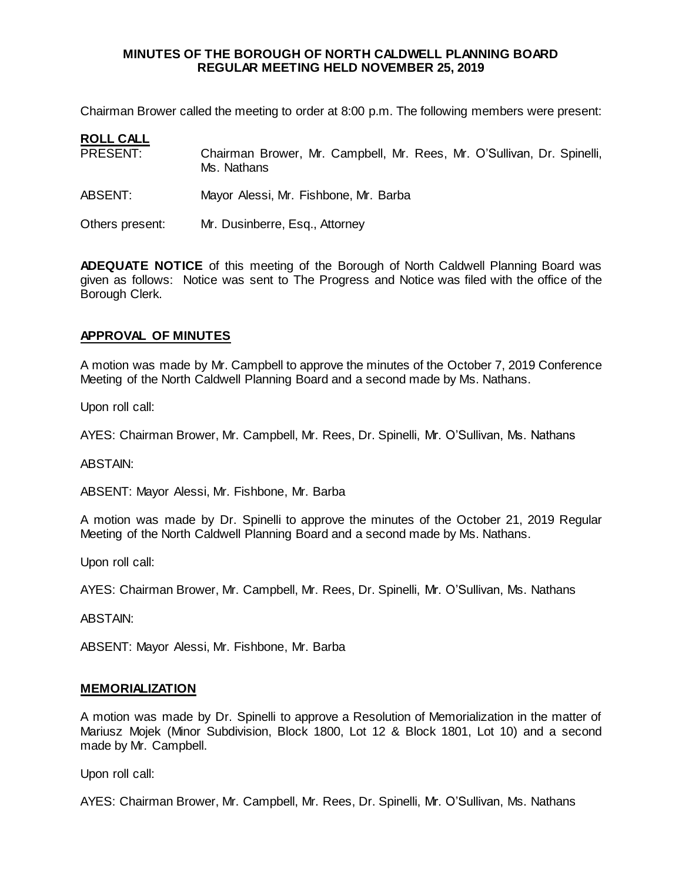**MINUTES OF THE BOROUGH OF NORTH CALDWELL PLANNING BOARD**
**REGULAR MEETING HELD NOVEMBER 25, 2019**

Chairman Brower called the meeting to order at 8:00 p.m. The following members were present:

**ROLL CALL**

PRESENT: Chairman Brower, Mr. Campbell, Mr. Rees, Mr. O'Sullivan, Dr. Spinelli, Ms. Nathans

ABSENT: Mayor Alessi, Mr. Fishbone, Mr. Barba

Others present: Mr. Dusinberre, Esq., Attorney

**ADEQUATE NOTICE** of this meeting of the Borough of North Caldwell Planning Board was given as follows: Notice was sent to The Progress and Notice was filed with the office of the Borough Clerk.

**APPROVAL OF MINUTES**

A motion was made by Mr. Campbell to approve the minutes of the October 7, 2019 Conference Meeting of the North Caldwell Planning Board and a second made by Ms. Nathans.

Upon roll call:

AYES: Chairman Brower, Mr. Campbell, Mr. Rees, Dr. Spinelli, Mr. O'Sullivan, Ms. Nathans

ABSTAIN:

ABSENT: Mayor Alessi, Mr. Fishbone, Mr. Barba

A motion was made by Dr. Spinelli to approve the minutes of the October 21, 2019 Regular Meeting of the North Caldwell Planning Board and a second made by Ms. Nathans.

Upon roll call:

AYES: Chairman Brower, Mr. Campbell, Mr. Rees, Dr. Spinelli, Mr. O'Sullivan, Ms. Nathans

ABSTAIN:

ABSENT: Mayor Alessi, Mr. Fishbone, Mr. Barba

**MEMORIALIZATION**

A motion was made by Dr. Spinelli to approve a Resolution of Memorialization in the matter of Mariusz Mojek (Minor Subdivision, Block 1800, Lot 12 & Block 1801, Lot 10) and a second made by Mr. Campbell.

Upon roll call:

AYES: Chairman Brower, Mr. Campbell, Mr. Rees, Dr. Spinelli, Mr. O'Sullivan, Ms. Nathans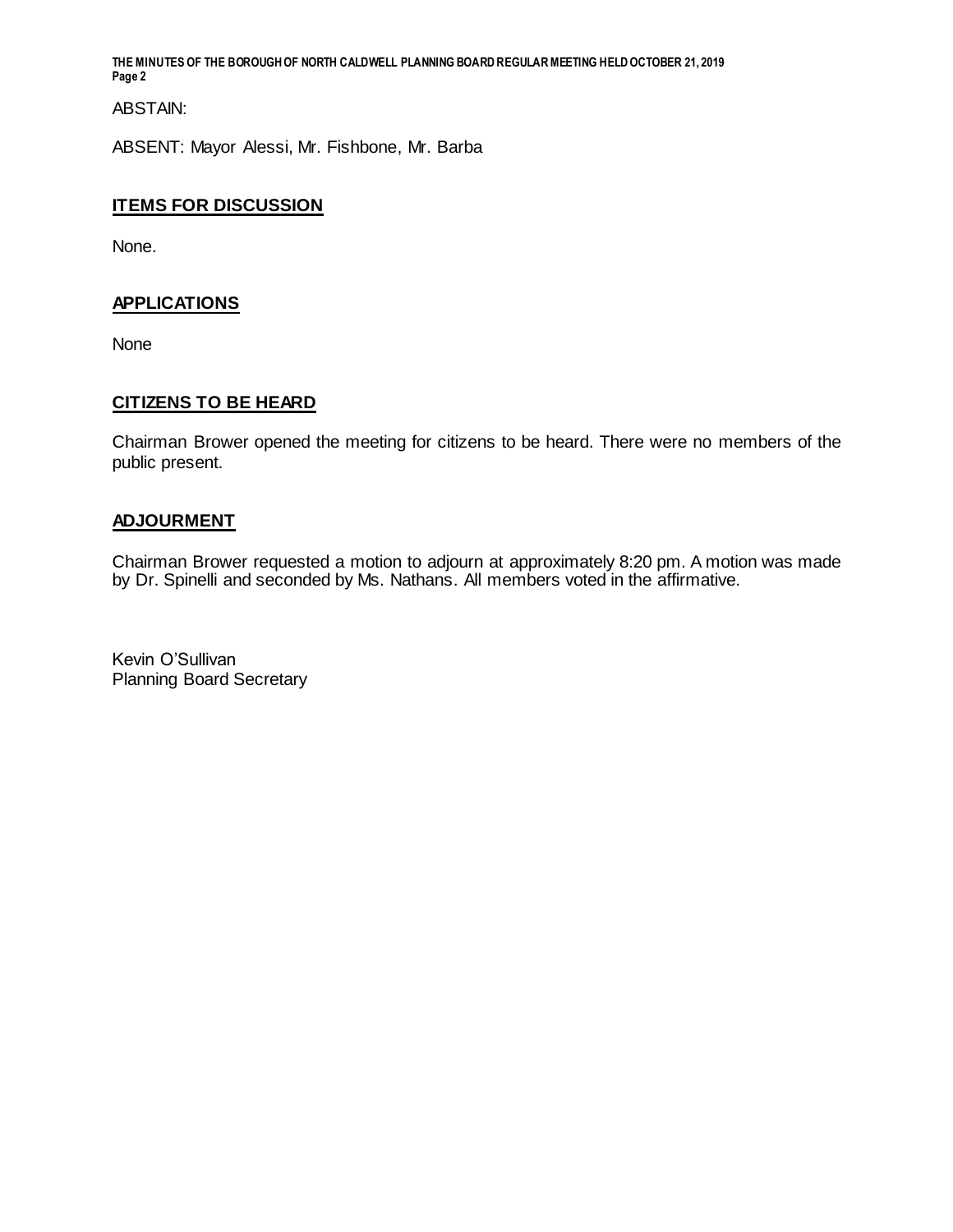ABSTAIN:

ABSENT: Mayor Alessi, Mr. Fishbone, Mr. Barba

## ITEMS FOR DISCUSSION

None.

## APPLICATIONS

None

## CITIZENS TO BE HEARD

Chairman Brower opened the meeting for citizens to be heard. There were no members of the public present.

## ADJOURMENT

Chairman Brower requested a motion to adjourn at approximately 8:20 pm. A motion was made by Dr. Spinelli and seconded by Ms. Nathans. All members voted in the affirmative.

Kevin O'Sullivan
Planning Board Secretary